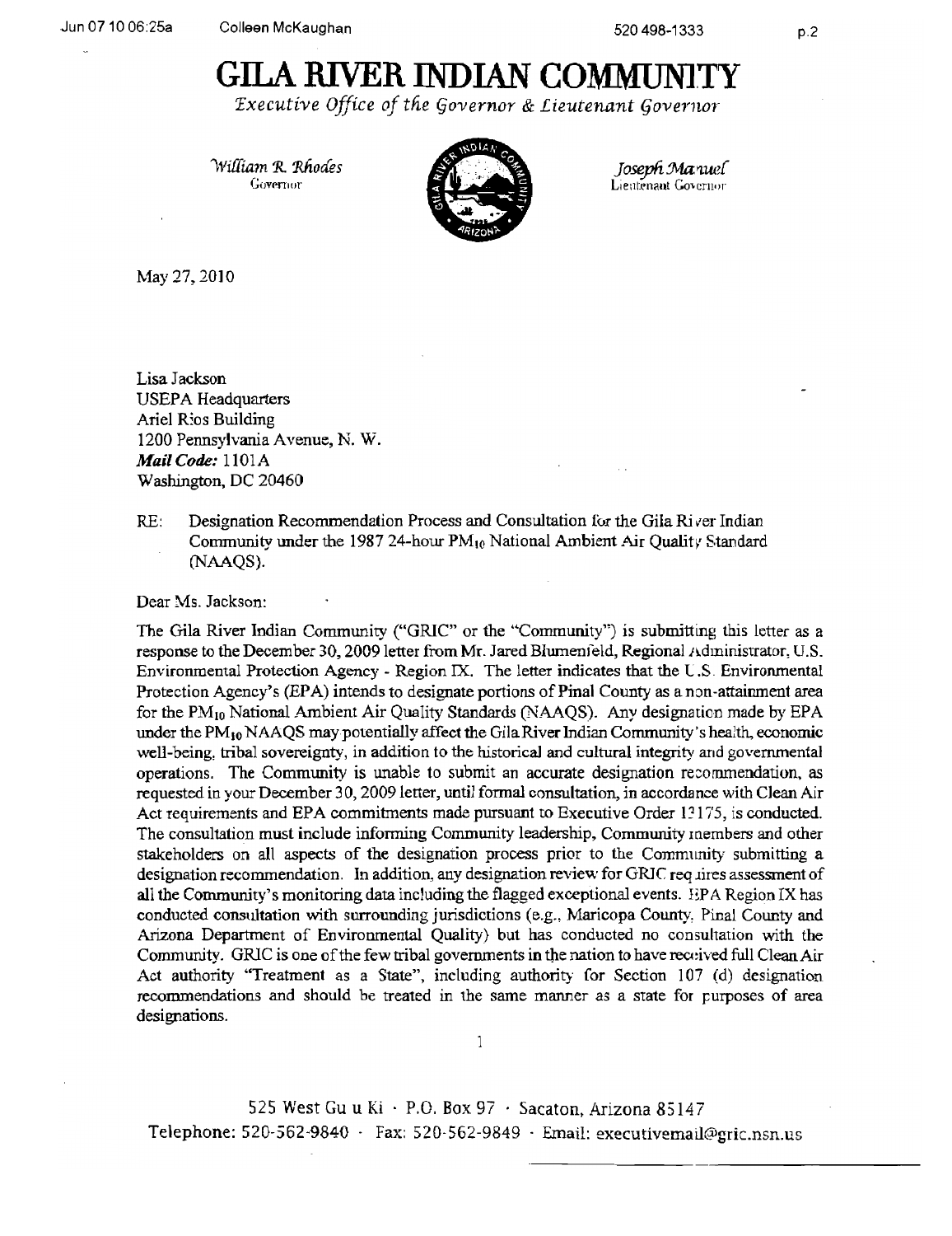# GILA RIVER INDIAN COMMUNITY

*Executive Office of the Governor & Lieutenant Governor*

*William R. Rhodes*
Governor

*Joseph Manuel*
Lieutenant Governor

May 27, 2010

Lisa Jackson
USEPA Headquarters
Ariel Rios Building
1200 Pennsylvania Avenue, N. W.
***Mail Code:*** 1101A
Washington, DC 20460

RE: Designation Recommendation Process and Consultation for the Gila River Indian Community under the 1987 24-hour $PM_{10}$ National Ambient Air Quality Standard (NAAQS).

Dear Ms. Jackson:

The Gila River Indian Community ("GRIC" or the "Community") is submitting this letter as a response to the December 30, 2009 letter from Mr. Jared Blumenfeld, Regional Administrator, U.S. Environmental Protection Agency - Region IX. The letter indicates that the U.S. Environmental Protection Agency's (EPA) intends to designate portions of Pinal County as a non-attainment area for the $PM_{10}$ National Ambient Air Quality Standards (NAAQS). Any designation made by EPA under the $PM_{10}$ NAAQS may potentially affect the Gila River Indian Community's health, economic well-being, tribal sovereignty, in addition to the historical and cultural integrity and governmental operations. The Community is unable to submit an accurate designation recommendation, as requested in your December 30, 2009 letter, until formal consultation, in accordance with Clean Air Act requirements and EPA commitments made pursuant to Executive Order 13175, is conducted. The consultation must include informing Community leadership, Community members and other stakeholders on all aspects of the designation process prior to the Community submitting a designation recommendation. In addition, any designation review for GRIC requires assessment of all the Community's monitoring data including the flagged exceptional events. EPA Region IX has conducted consultation with surrounding jurisdictions (e.g., Maricopa County, Pinal County and Arizona Department of Environmental Quality) but has conducted no consultation with the Community. GRIC is one of the few tribal governments in the nation to have received full Clean Air Act authority "Treatment as a State", including authority for Section 107 (d) designation recommendations and should be treated in the same manner as a state for purposes of area designations.

525 West Gu u Ki · P.O. Box 97 · Sacaton, Arizona 85147
Telephone: 520-562-9840 · Fax: 520-562-9849 · Email: executivemail@gric.nsn.us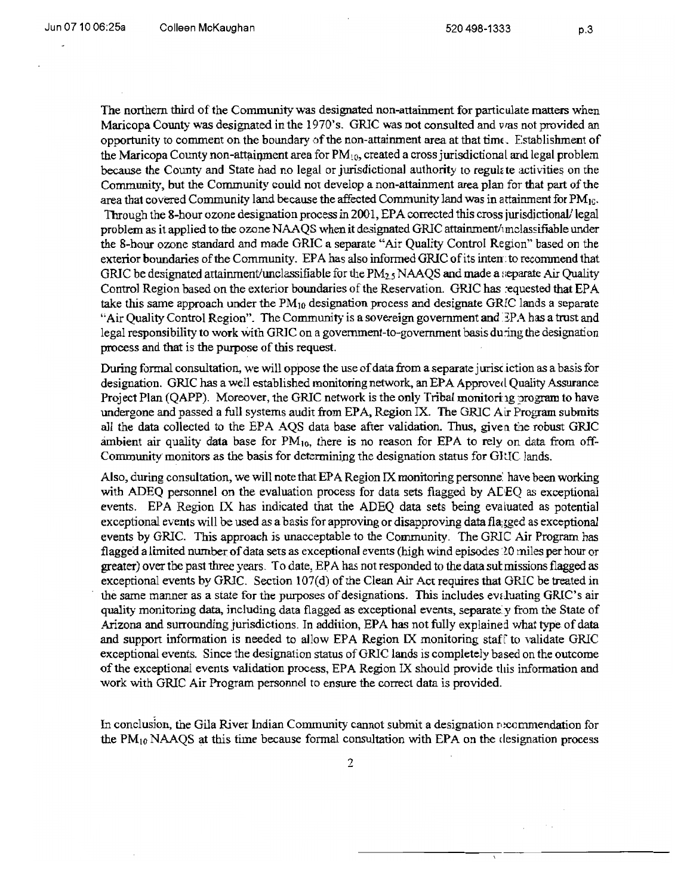The northern third of the Community was designated non-attainment for particulate matters when Maricopa County was designated in the 1970's. GRIC was not consulted and was not provided an opportunity to comment on the boundary of the non-attainment area at that time. Establishment of the Maricopa County non-attainment area for $PM_{10}$, created a cross jurisdictional and legal problem because the County and State had no legal or jurisdictional authority to regulate activities on the Community, but the Community could not develop a non-attainment area plan for that part of the area that covered Community land because the affected Community land was in attainment for $PM_{10}$. Through the 8-hour ozone designation process in 2001, EPA corrected this cross jurisdictional/ legal problem as it applied to the ozone NAAQS when it designated GRIC attainment/unclassifiable under the 8-hour ozone standard and made GRIC a separate "Air Quality Control Region" based on the exterior boundaries of the Community. EPA has also informed GRIC of its intent to recommend that GRIC be designated attainment/unclassifiable for the $PM_{2.5}$ NAAQS and made a separate Air Quality Control Region based on the exterior boundaries of the Reservation. GRIC has requested that EPA take this same approach under the $PM_{10}$ designation process and designate GRIC lands a separate "Air Quality Control Region". The Community is a sovereign government and EPA has a trust and legal responsibility to work with GRIC on a government-to-government basis during the designation process and that is the purpose of this request.

During formal consultation, we will oppose the use of data from a separate jurisdiction as a basis for designation. GRIC has a well established monitoring network, an EPA Approved Quality Assurance Project Plan (QAPP). Moreover, the GRIC network is the only Tribal monitoring program to have undergone and passed a full systems audit from EPA, Region IX. The GRIC Air Program submits all the data collected to the EPA AQS data base after validation. Thus, given the robust GRIC ambient air quality data base for $PM_{10}$, there is no reason for EPA to rely on data from off-Community monitors as the basis for determining the designation status for GRIC lands.

Also, during consultation, we will note that EPA Region IX monitoring personnel have been working with ADEQ personnel on the evaluation process for data sets flagged by ADEQ as exceptional events. EPA Region IX has indicated that the ADEQ data sets being evaluated as potential exceptional events will be used as a basis for approving or disapproving data flagged as exceptional events by GRIC. This approach is unacceptable to the Community. The GRIC Air Program has flagged a limited number of data sets as exceptional events (high wind episodes 20 miles per hour or greater) over the past three years. To date, EPA has not responded to the data submissions flagged as exceptional events by GRIC. Section 107(d) of the Clean Air Act requires that GRIC be treated in the same manner as a state for the purposes of designations. This includes evaluating GRIC's air quality monitoring data, including data flagged as exceptional events, separately from the State of Arizona and surrounding jurisdictions. In addition, EPA has not fully explained what type of data and support information is needed to allow EPA Region IX monitoring staff to validate GRIC exceptional events. Since the designation status of GRIC lands is completely based on the outcome of the exceptional events validation process, EPA Region IX should provide this information and work with GRIC Air Program personnel to ensure the correct data is provided.

In conclusion, the Gila River Indian Community cannot submit a designation recommendation for the $PM_{10}$ NAAQS at this time because formal consultation with EPA on the designation process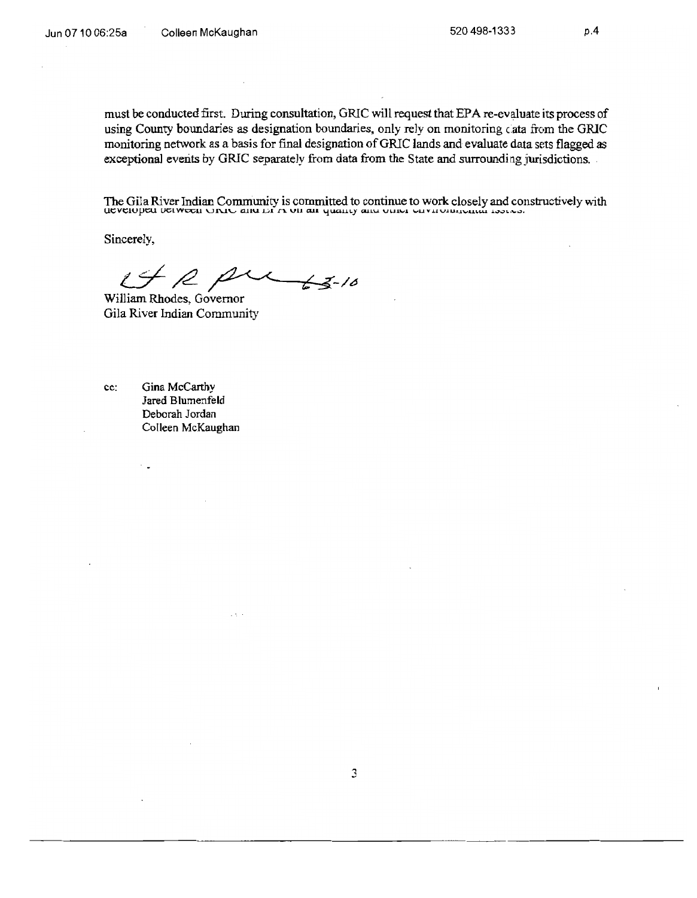must be conducted first. During consultation, GRIC will request that EPA re-evaluate its process of using County boundaries as designation boundaries, only rely on monitoring data from the GRIC monitoring network as a basis for final designation of GRIC lands and evaluate data sets flagged as exceptional events by GRIC separately from data from the State and surrounding jurisdictions.

The Gila River Indian Community is committed to continue to work closely and constructively with developed between GRIC and EPA on air quality and other environmental issues.

Sincerely,

William Rhodes, Governor
Gila River Indian Community

cc: Gina McCarthy
Jared Blumenfeld
Deborah Jordan
Colleen McKaughan